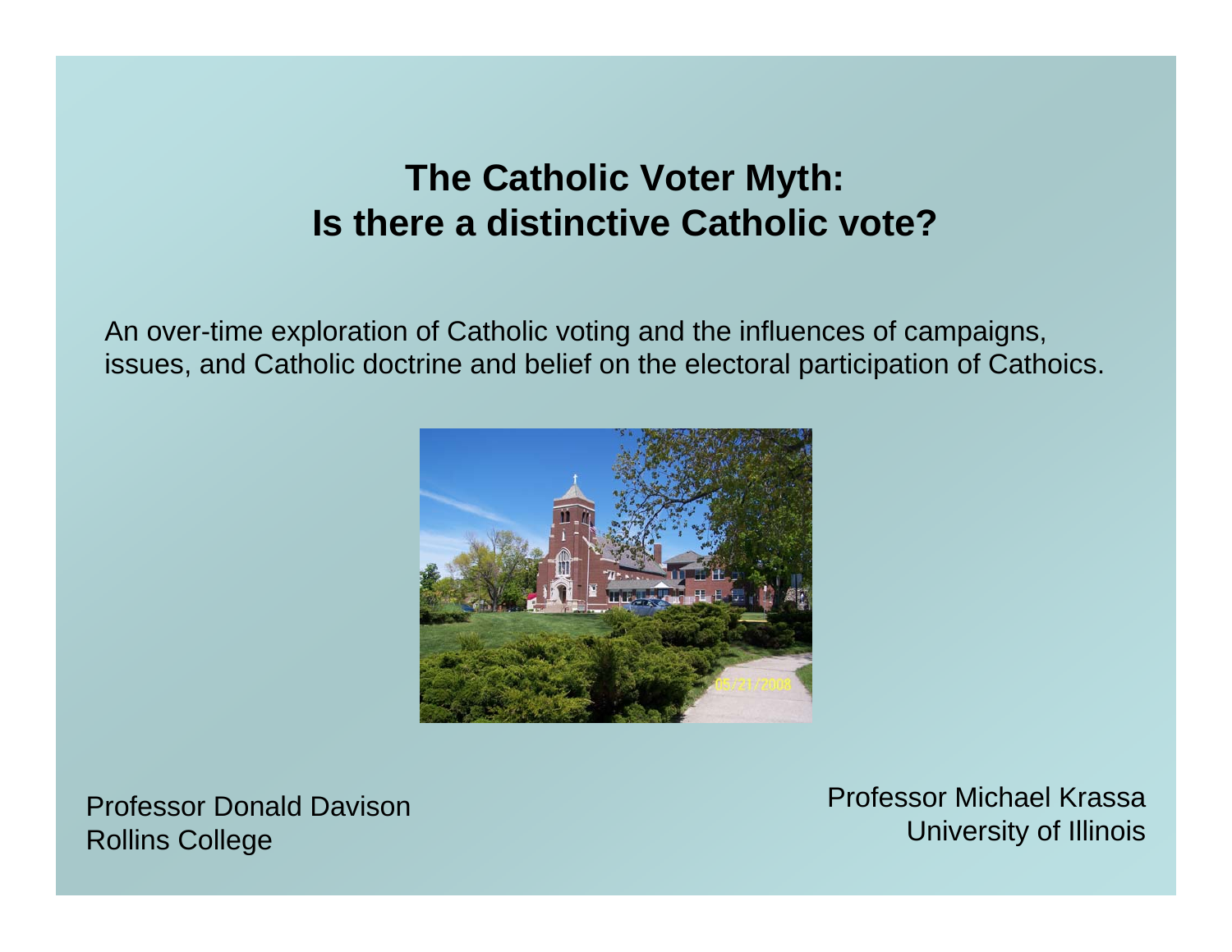# The Catholic Voter Myth:
# Is there a distinctive Catholic vote?

An over-time exploration of Catholic voting and the influences of campaigns, issues, and Catholic doctrine and belief on the electoral participation of Cathoics.

Professor Donald Davison
Rollins College

Professor Michael Krassa
University of Illinois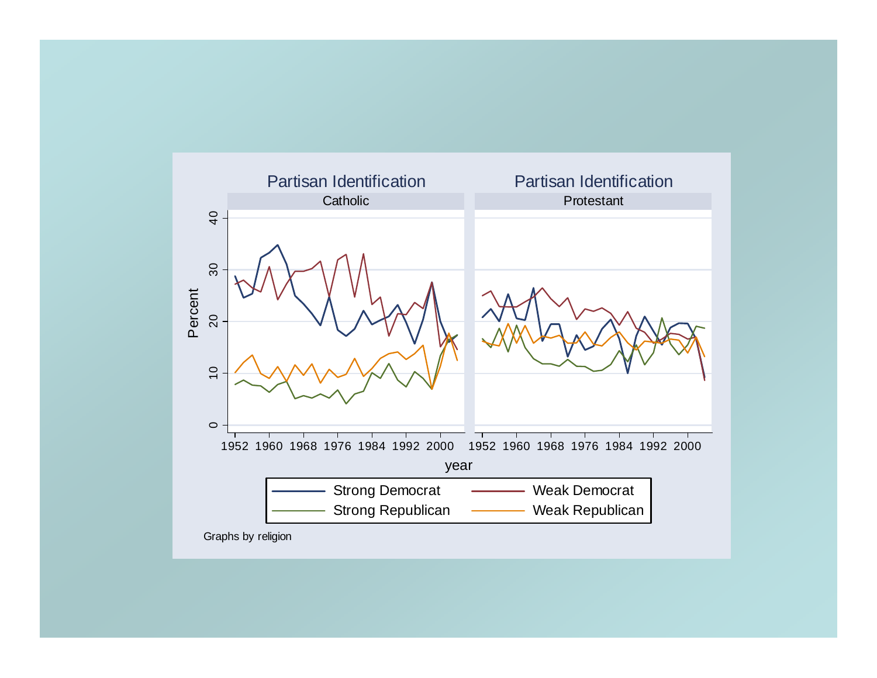## Partisan Identification

**Catholic** | **Protestant**

Percent (0–40) by year (1952–2000)

- Strong Democrat
- Weak Democrat
- Strong Republican
- Weak Republican

Graphs by religion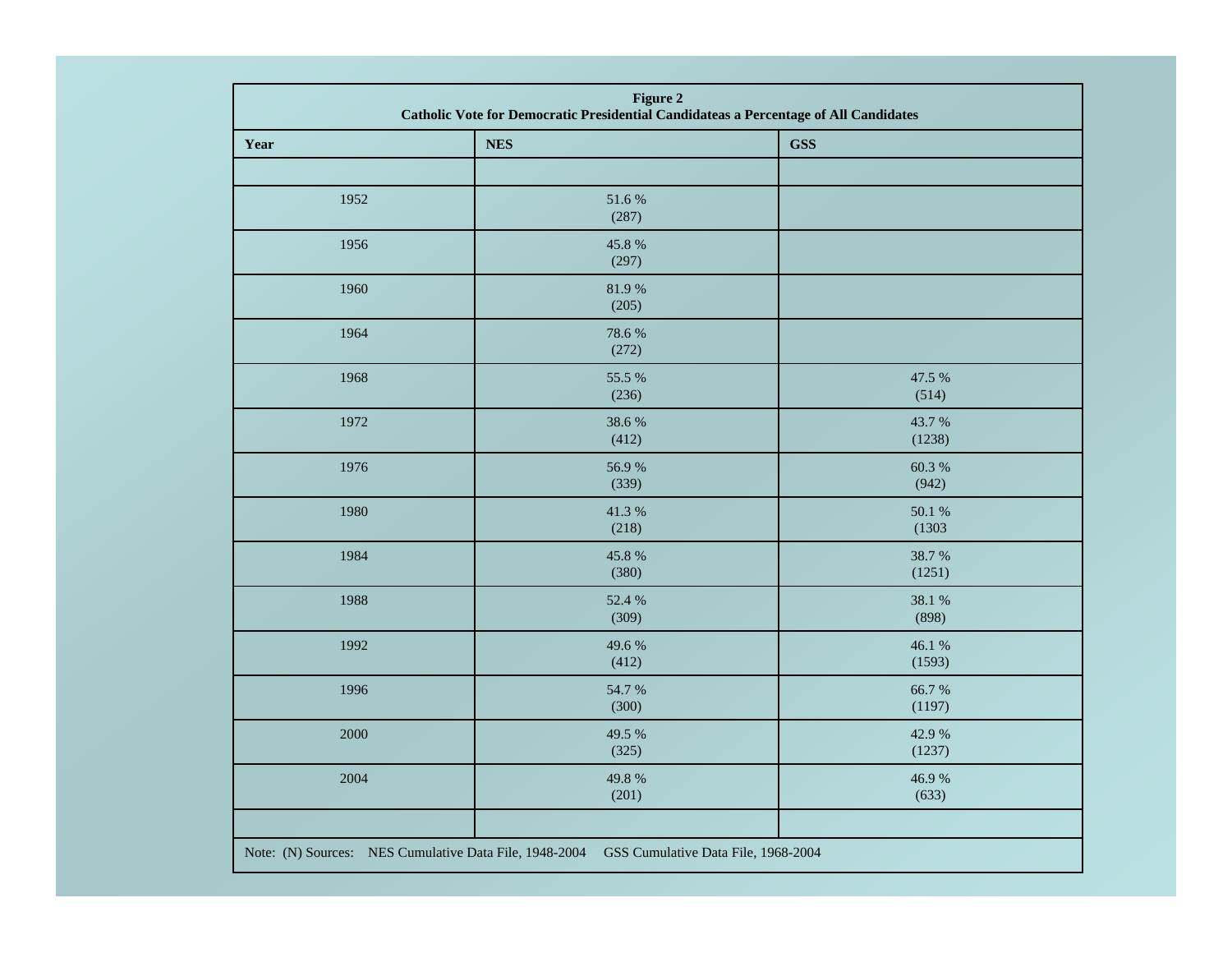**Figure 2**
**Catholic Vote for Democratic Presidential Candidateas a Percentage of All Candidates**

| Year | NES | GSS |
|---|---|---|
| | | |
| 1952 | 51.6 % (287) | |
| 1956 | 45.8 % (297) | |
| 1960 | 81.9 % (205) | |
| 1964 | 78.6 % (272) | |
| 1968 | 55.5 % (236) | 47.5 % (514) |
| 1972 | 38.6 % (412) | 43.7 % (1238) |
| 1976 | 56.9 % (339) | 60.3 % (942) |
| 1980 | 41.3 % (218) | 50.1 % (1303 |
| 1984 | 45.8 % (380) | 38.7 % (1251) |
| 1988 | 52.4 % (309) | 38.1 % (898) |
| 1992 | 49.6 % (412) | 46.1 % (1593) |
| 1996 | 54.7 % (300) | 66.7 % (1197) |
| 2000 | 49.5 % (325) | 42.9 % (1237) |
| 2004 | 49.8 % (201) | 46.9 % (633) |
| | | |

Note: (N) Sources: NES Cumulative Data File, 1948-2004 GSS Cumulative Data File, 1968-2004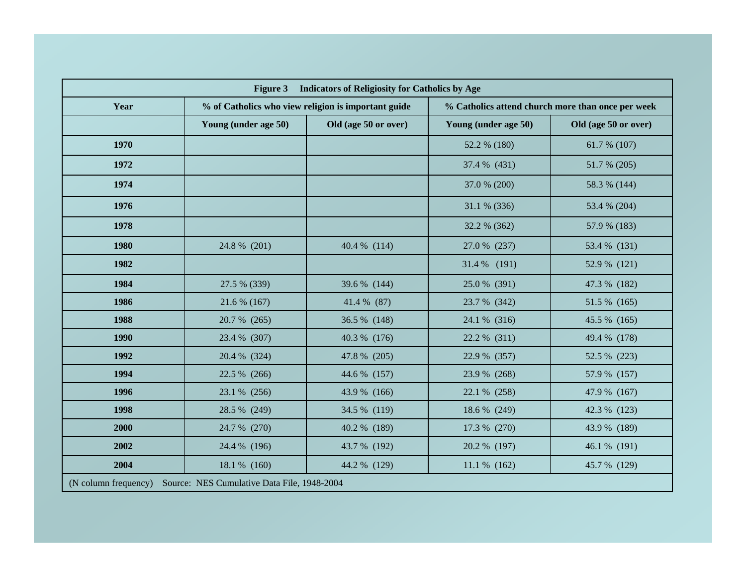**Figure 3 Indicators of Religiosity for Catholics by Age**

| Year | % of Catholics who view religion is important guide | | % Catholics attend church more than once per week | |
|---|---|---|---|---|
| | Young (under age 50) | Old (age 50 or over) | Young (under age 50) | Old (age 50 or over) |
| 1970 | | | 52.2 % (180) | 61.7 % (107) |
| 1972 | | | 37.4 % (431) | 51.7 % (205) |
| 1974 | | | 37.0 % (200) | 58.3 % (144) |
| 1976 | | | 31.1 % (336) | 53.4 % (204) |
| 1978 | | | 32.2 % (362) | 57.9 % (183) |
| 1980 | 24.8 % (201) | 40.4 % (114) | 27.0 % (237) | 53.4 % (131) |
| 1982 | | | 31.4 % (191) | 52.9 % (121) |
| 1984 | 27.5 % (339) | 39.6 % (144) | 25.0 % (391) | 47.3 % (182) |
| 1986 | 21.6 % (167) | 41.4 % (87) | 23.7 % (342) | 51.5 % (165) |
| 1988 | 20.7 % (265) | 36.5 % (148) | 24.1 % (316) | 45.5 % (165) |
| 1990 | 23.4 % (307) | 40.3 % (176) | 22.2 % (311) | 49.4 % (178) |
| 1992 | 20.4 % (324) | 47.8 % (205) | 22.9 % (357) | 52.5 % (223) |
| 1994 | 22.5 % (266) | 44.6 % (157) | 23.9 % (268) | 57.9 % (157) |
| 1996 | 23.1 % (256) | 43.9 % (166) | 22.1 % (258) | 47.9 % (167) |
| 1998 | 28.5 % (249) | 34.5 % (119) | 18.6 % (249) | 42.3 % (123) |
| 2000 | 24.7 % (270) | 40.2 % (189) | 17.3 % (270) | 43.9 % (189) |
| 2002 | 24.4 % (196) | 43.7 % (192) | 20.2 % (197) | 46.1 % (191) |
| 2004 | 18.1 % (160) | 44.2 % (129) | 11.1 % (162) | 45.7 % (129) |

(N column frequency) Source: NES Cumulative Data File, 1948-2004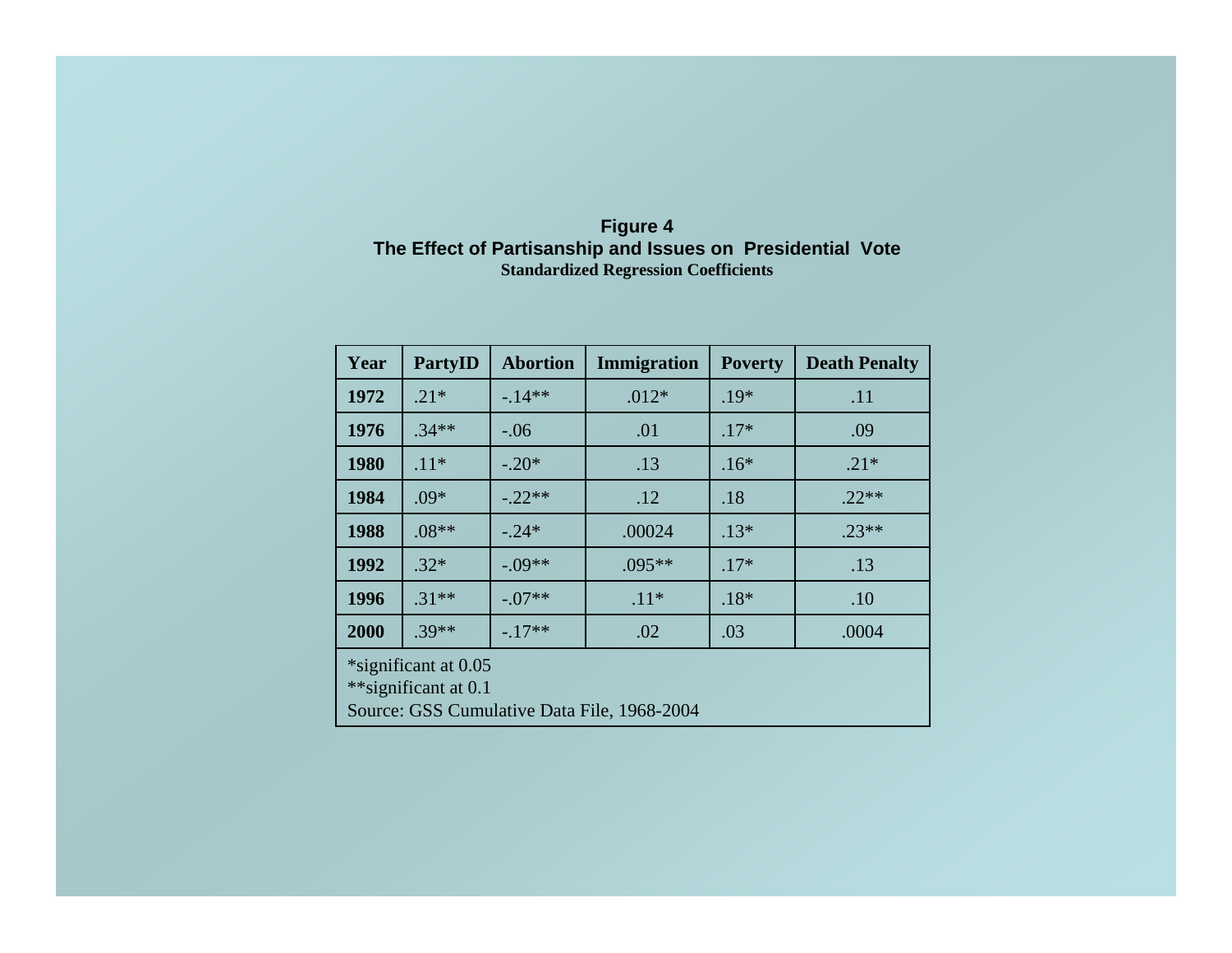**Figure 4**
**The Effect of Partisanship and Issues on Presidential Vote**
**Standardized Regression Coefficients**

| Year | PartyID | Abortion | Immigration | Poverty | Death Penalty |
|---|---|---|---|---|---|
| **1972** | .21* | -.14** | .012* | .19* | .11 |
| **1976** | .34** | -.06 | .01 | .17* | .09 |
| **1980** | .11* | -.20* | .13 | .16* | .21* |
| **1984** | .09* | -.22** | .12 | .18 | .22** |
| **1988** | .08** | -.24* | .00024 | .13* | .23** |
| **1992** | .32* | -.09** | .095** | .17* | .13 |
| **1996** | .31** | -.07** | .11* | .18* | .10 |
| **2000** | .39** | -.17** | .02 | .03 | .0004 |

*significant at 0.05

**significant at 0.1

Source: GSS Cumulative Data File, 1968-2004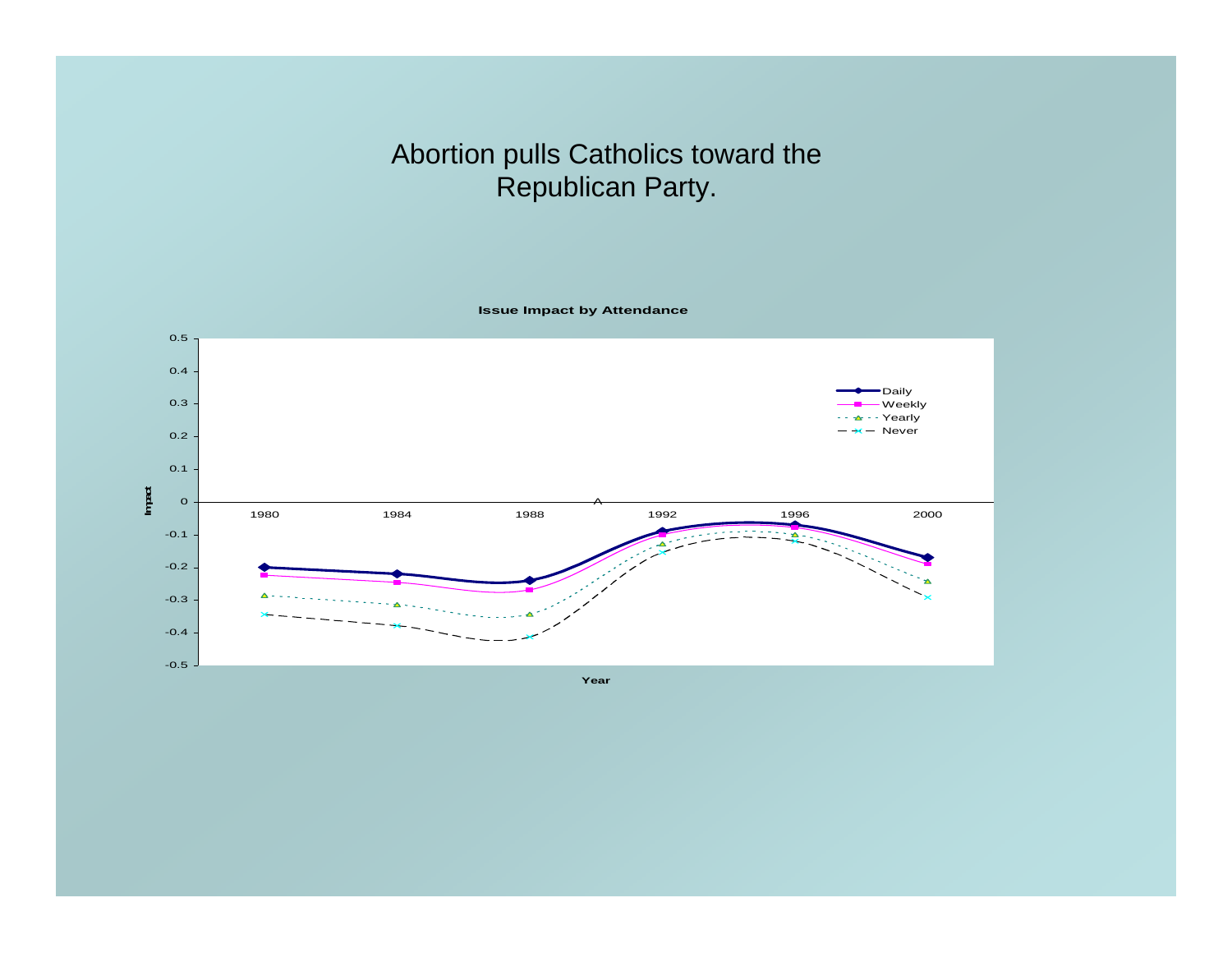# Abortion pulls Catholics toward the Republican Party.

**Issue Impact by Attendance**

Impact

0.5
0.4
0.3
0.2
0.1
0
-0.1
-0.2
-0.3
-0.4
-0.5

1980 1984 1988 1992 1996 2000

Year

- Daily
- Weekly
- Yearly
- Never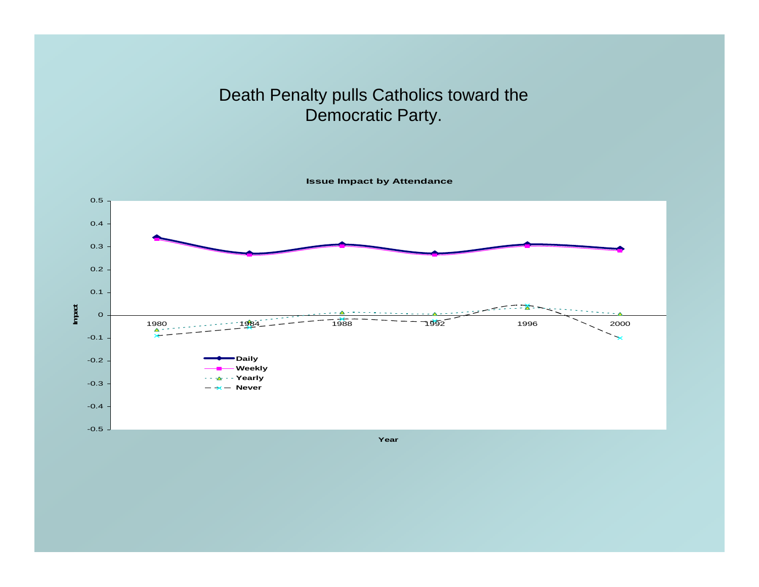# Death Penalty pulls Catholics toward the Democratic Party.

**Issue Impact by Attendance**

| Year | Daily | Weekly | Yearly | Never |
|---|---|---|---|---|
| 1980 | 0.34 | 0.335 | -0.065 | -0.09 |
| 1984 | 0.27 | 0.265 | -0.03 | -0.055 |
| 1988 | 0.31 | 0.305 | 0.01 | -0.015 |
| 1992 | 0.27 | 0.265 | 0.003 | -0.025 |
| 1996 | 0.31 | 0.305 | 0.035 | 0.045 |
| 2000 | 0.29 | 0.285 | 0.003 | -0.1 |

Impact

Year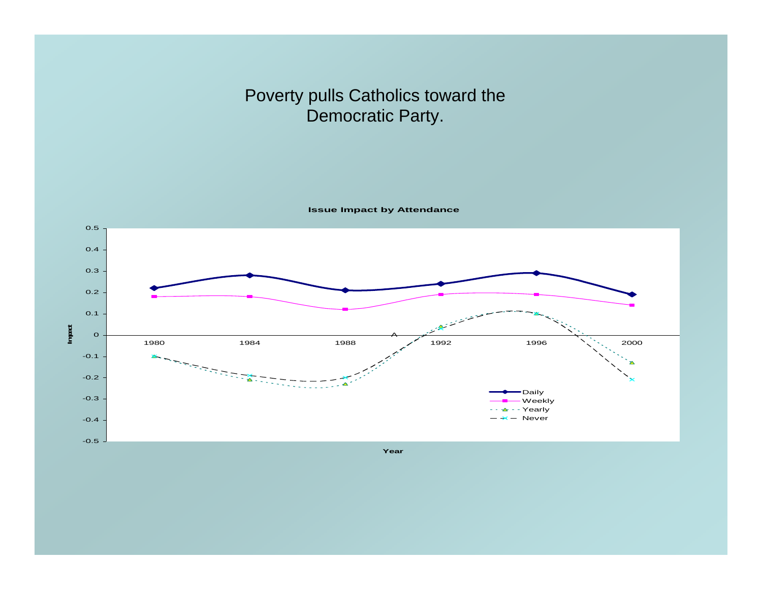# Poverty pulls Catholics toward the Democratic Party.

**Issue Impact by Attendance**

| Year | Daily | Weekly | Yearly | Never |
|---|---|---|---|---|
| 1980 | 0.22 | 0.18 | -0.1 | -0.1 |
| 1984 | 0.28 | 0.18 | -0.21 | -0.19 |
| 1988 | 0.21 | 0.12 | -0.23 | -0.2 |
| 1992 | 0.24 | 0.19 | 0.04 | 0.03 |
| 1996 | 0.29 | 0.19 | 0.1 | 0.1 |
| 2000 | 0.19 | 0.14 | -0.13 | -0.21 |

Impact

Year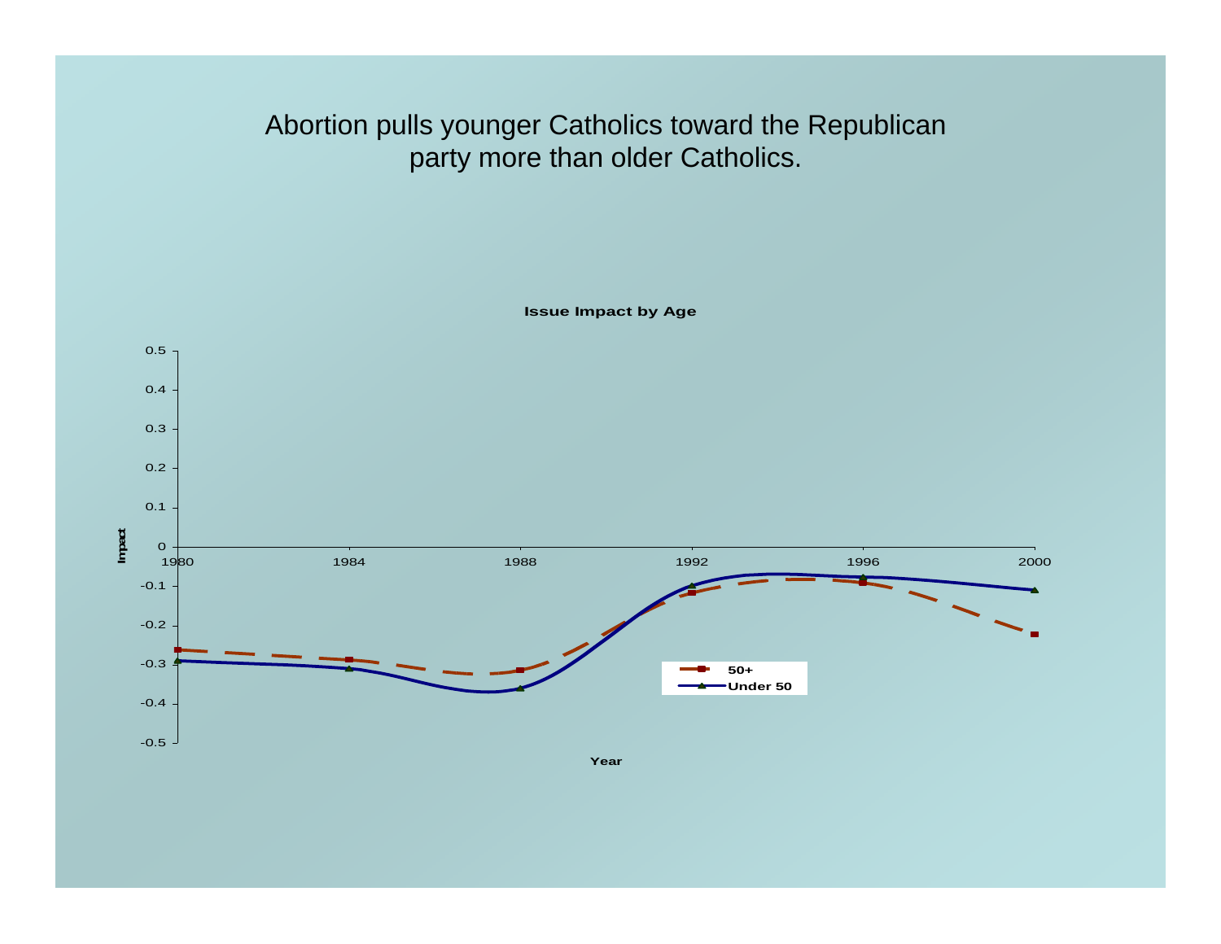# Abortion pulls younger Catholics toward the Republican party more than older Catholics.

**Issue Impact by Age**

Impact

0.5
0.4
0.3
0.2
0.1
0
-0.1
-0.2
-0.3
-0.4
-0.5

1980 1984 1988 1992 1996 2000

**Year**

- **50+**
- **Under 50**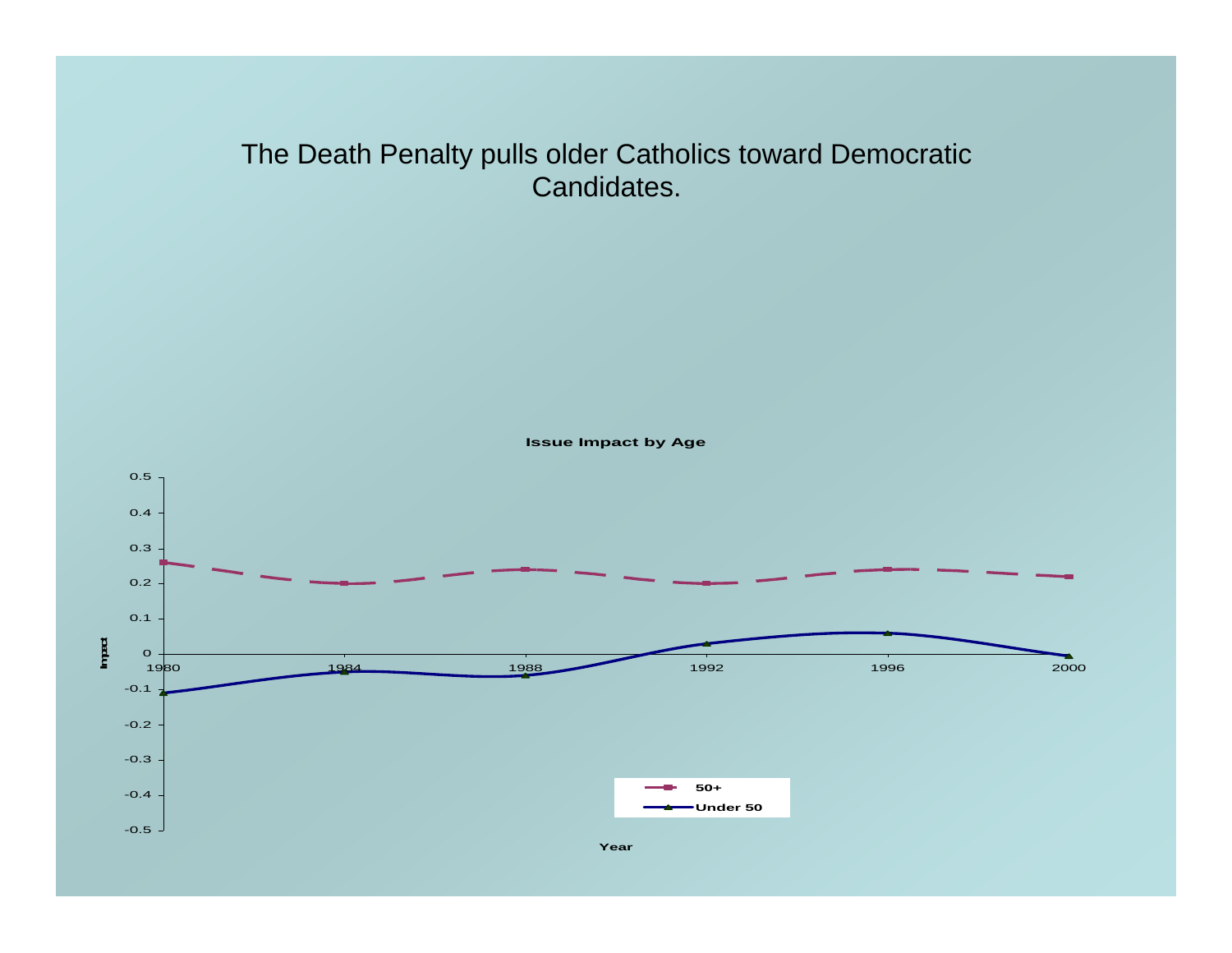# The Death Penalty pulls older Catholics toward Democratic Candidates.

**Issue Impact by Age**

| Year | 50+ | Under 50 |
|---|---|---|
| 1980 | 0.26 | -0.11 |
| 1984 | 0.2 | -0.05 |
| 1988 | 0.24 | -0.06 |
| 1992 | 0.2 | 0.03 |
| 1996 | 0.24 | 0.06 |
| 2000 | 0.22 | -0.01 |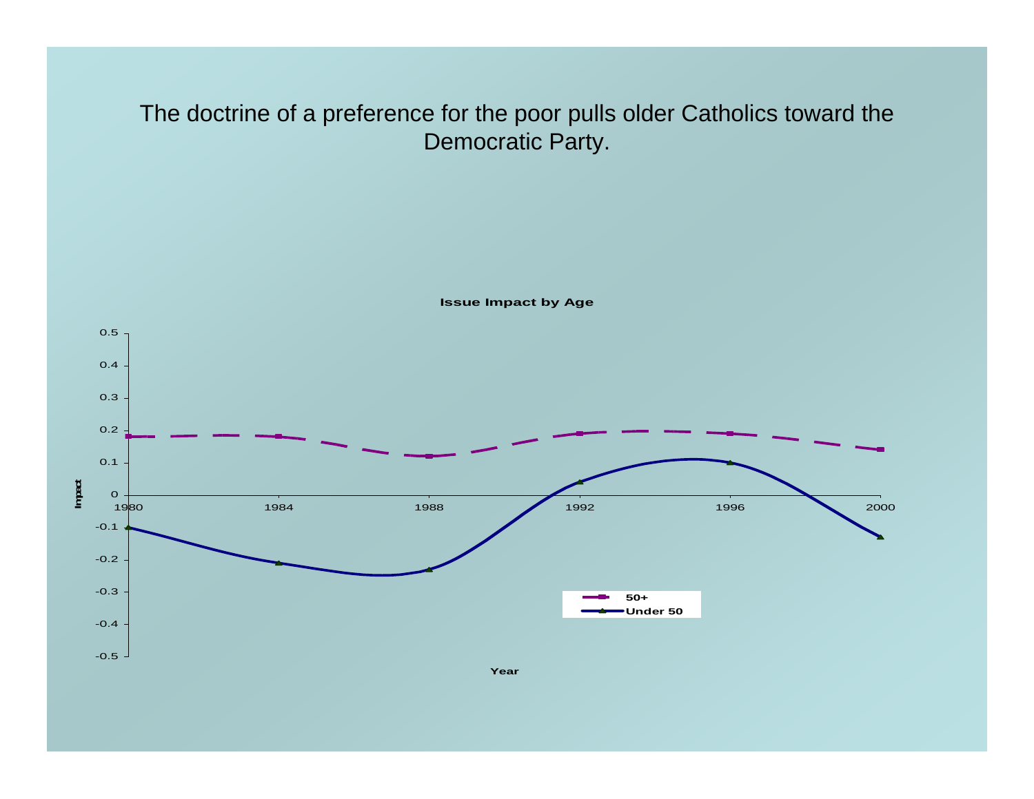The doctrine of a preference for the poor pulls older Catholics toward the Democratic Party.

**Issue Impact by Age**

| Year | 50+ | Under 50 |
|---|---|---|
| 1980 | 0.18 | -0.1 |
| 1984 | 0.18 | -0.21 |
| 1988 | 0.12 | -0.23 |
| 1992 | 0.19 | 0.04 |
| 1996 | 0.19 | 0.1 |
| 2000 | 0.14 | -0.13 |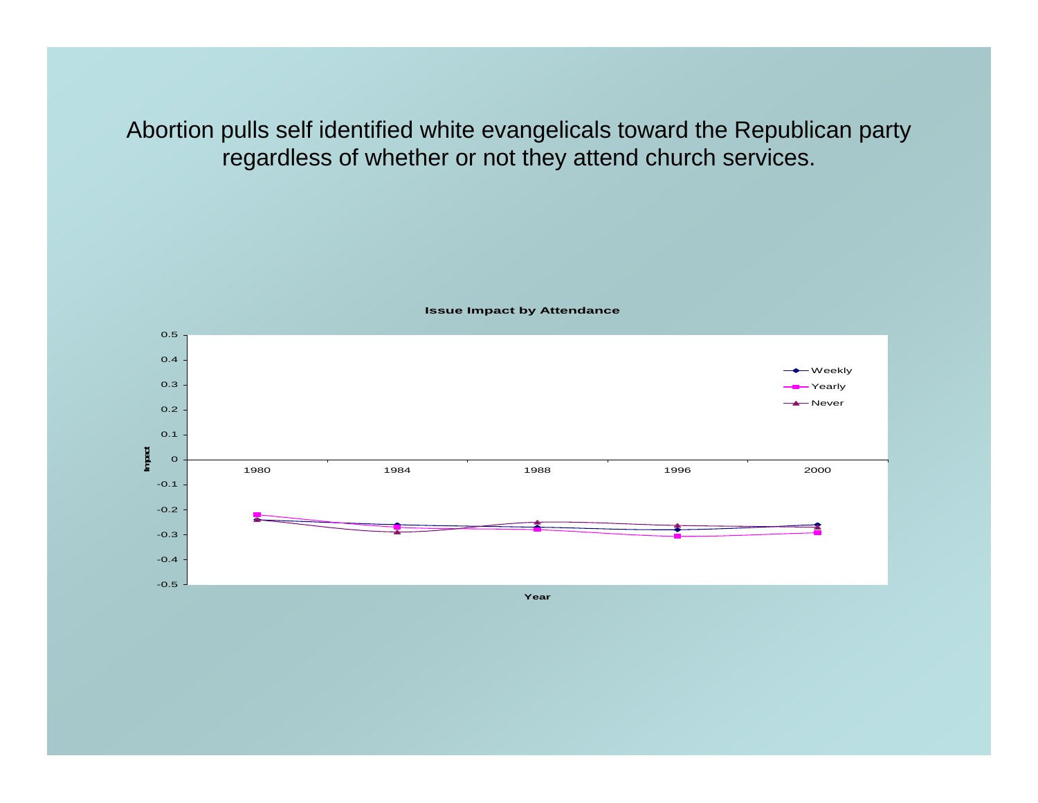Abortion pulls self identified white evangelicals toward the Republican party regardless of whether or not they attend church services.

**Issue Impact by Attendance**

Impact

0.5
0.4
0.3
0.2
0.1
0
-0.1
-0.2
-0.3
-0.4
-0.5

1980 1984 1988 1996 2000

Year

Weekly
Yearly
Never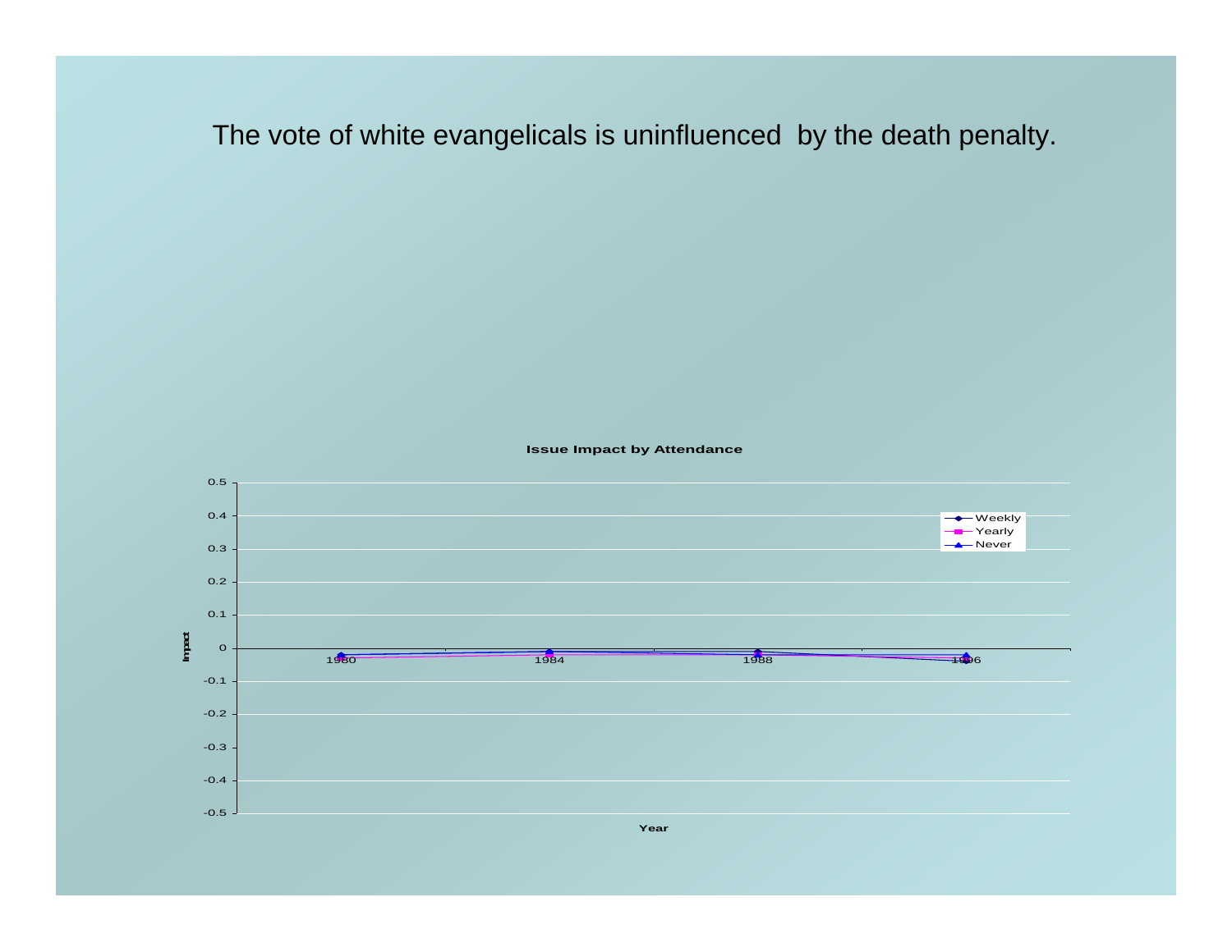The vote of white evangelicals is uninfluenced by the death penalty.

**Issue Impact by Attendance**

Impact

0.5
0.4
0.3
0.2
0.1
0
-0.1
-0.2
-0.3
-0.4
-0.5

1980 1984 1988 1996

Year

Weekly
Yearly
Never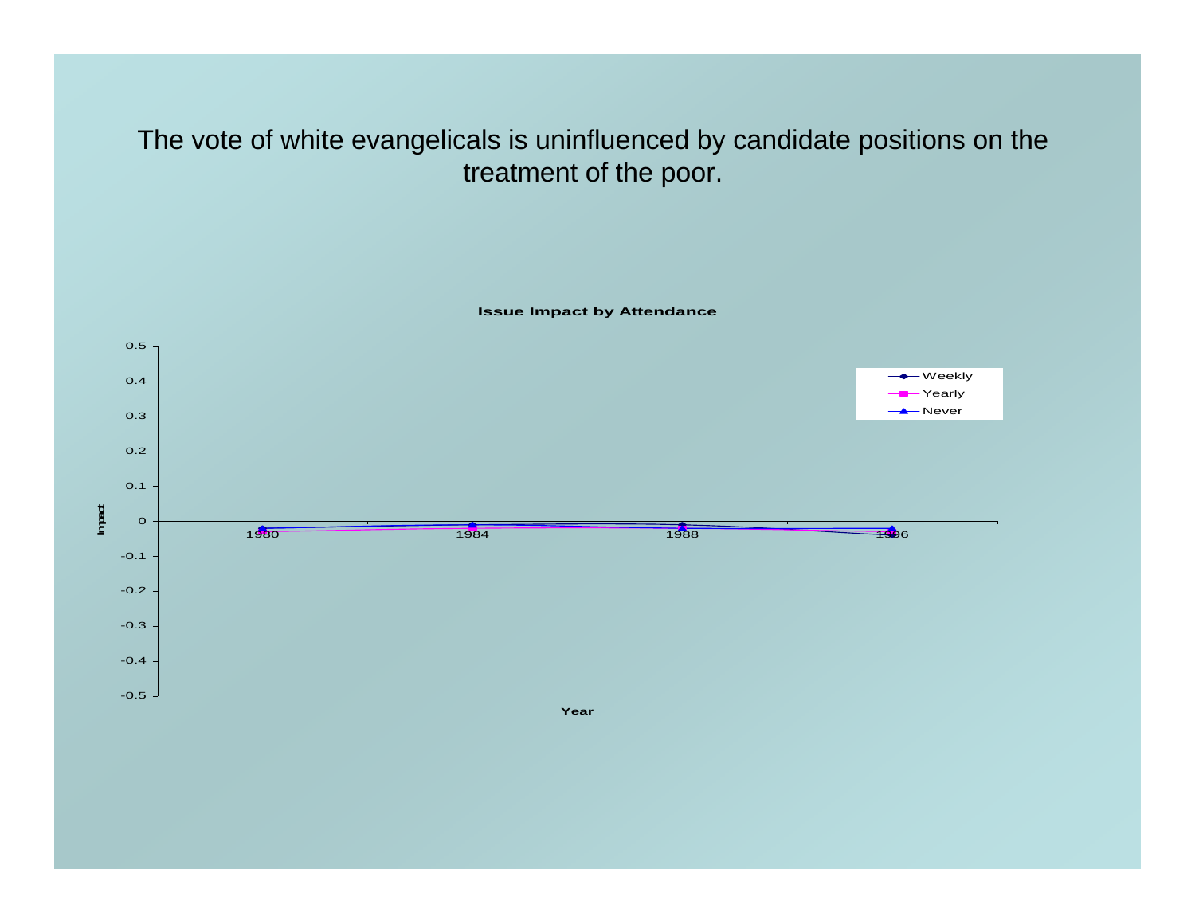The vote of white evangelicals is uninfluenced by candidate positions on the treatment of the poor.

Issue Impact by Attendance

0.5
0.4
0.3
0.2
0.1
0
-0.1
-0.2
-0.3
-0.4
-0.5

Impact

1980
1984
1988
1996

Year

Weekly
Yearly
Never